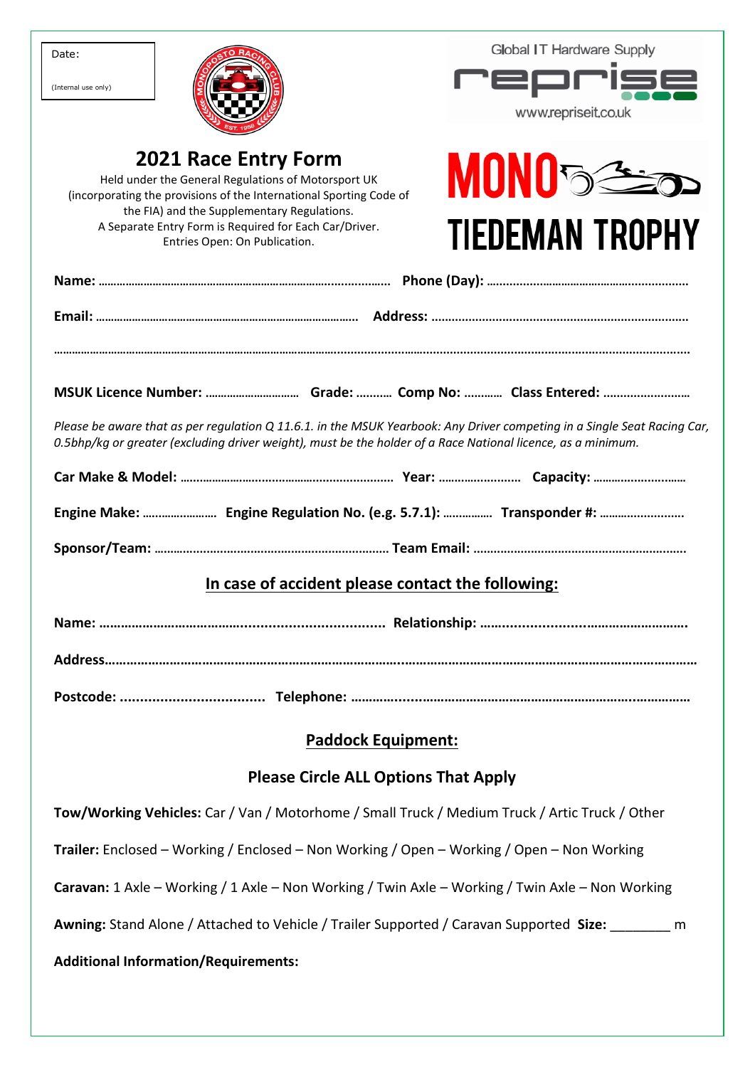Date:

(Internal use only)

Global IT Hardware Supply

reprise

www.repriseit.co.uk

# 2021 Race Entry Form

Held under the General Regulations of Motorsport UK (incorporating the provisions of the International Sporting Code of the FIA) and the Supplementary Regulations.
A Separate Entry Form is Required for Each Car/Driver.
Entries Open: On Publication.

# MONO TIEDEMAN TROPHY

**Name:** ………………………………………………………………… **Phone (Day):** ……………………………………………

**Email:** ………………………………………………………… **Address:** …………………………………………………………

……………………………………………………………………………………………………………………………………

**MSUK Licence Number:** ………………… **Grade:** ……… **Comp No:** ……… **Class Entered:** ……………………

*Please be aware that as per regulation Q 11.6.1. in the MSUK Yearbook: Any Driver competing in a Single Seat Racing Car, 0.5bhp/kg or greater (excluding driver weight), must be the holder of a Race National licence, as a minimum.*

**Car Make & Model:** ……………………………………………… **Year:** ……………… **Capacity:** ………………

**Engine Make:** ……………… **Engine Regulation No. (e.g. 5.7.1):** ………… **Transponder #:** ………………

**Sponsor/Team:** ……………………………………………… **Team Email:** ……………………………………………

## In case of accident please contact the following:

**Name:** ……………………………………………………… **Relationship:** ……………………………………………

**Address**……………………………………………………………………………………………………………………

**Postcode:** ……………………… **Telephone:** ……………………………………………………………………

## Paddock Equipment:

### Please Circle ALL Options That Apply

**Tow/Working Vehicles:** Car / Van / Motorhome / Small Truck / Medium Truck / Artic Truck / Other

**Trailer:** Enclosed – Working / Enclosed – Non Working / Open – Working / Open – Non Working

**Caravan:** 1 Axle – Working / 1 Axle – Non Working / Twin Axle – Working / Twin Axle – Non Working

**Awning:** Stand Alone / Attached to Vehicle / Trailer Supported / Caravan Supported **Size:** ________ m

**Additional Information/Requirements:**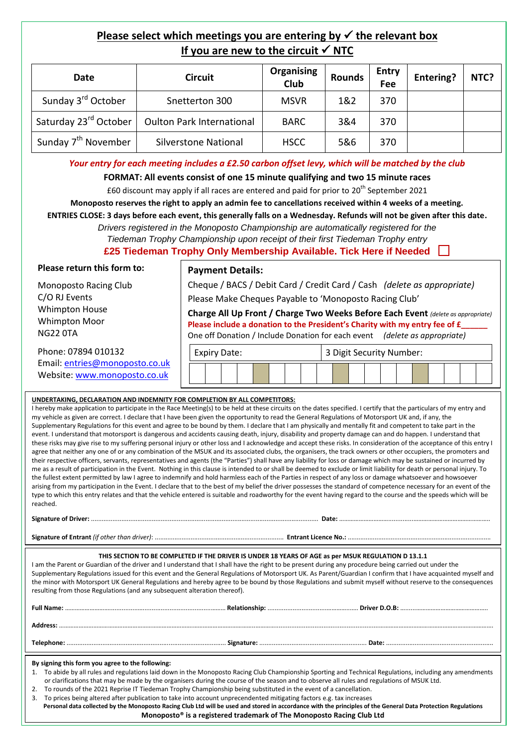## Please select which meetings you are entering by ✓ the relevant box
## If you are new to the circuit ✓ NTC

| Date | Circuit | Organising Club | Rounds | Entry Fee | Entering? | NTC? |
|---|---|---|---|---|---|---|
| Sunday 3rd October | Snetterton 300 | MSVR | 1&2 | 370 | | |
| Saturday 23rd October | Oulton Park International | BARC | 3&4 | 370 | | |
| Sunday 7th November | Silverstone National | HSCC | 5&6 | 370 | | |

***Your entry for each meeting includes a £2.50 carbon offset levy, which will be matched by the club***

**FORMAT: All events consist of one 15 minute qualifying and two 15 minute races**

£60 discount may apply if all races are entered and paid for prior to 20th September 2021

**Monoposto reserves the right to apply an admin fee to cancellations received within 4 weeks of a meeting.**

**ENTRIES CLOSE: 3 days before each event, this generally falls on a Wednesday. Refunds will not be given after this date.**

*Drivers registered in the Monoposto Championship are automatically registered for the Tiedeman Trophy Championship upon receipt of their first Tiedeman Trophy entry*

**£25 Tiedeman Trophy Only Membership Available. Tick Here if Needed** ☐

**Please return this form to:**

Monoposto Racing Club
C/O RJ Events
Whimpton House
Whimpton Moor
NG22 0TA

Phone: 07894 010132
Email: entries@monoposto.co.uk
Website: www.monoposto.co.uk

**Payment Details:**

Cheque / BACS / Debit Card / Credit Card / Cash *(delete as appropriate)*

Please Make Cheques Payable to 'Monoposto Racing Club'

**Charge All Up Front / Charge Two Weeks Before Each Event** *(delete as appropriate)*

**Please include a donation to the President's Charity with my entry fee of £______**

One off Donation / Include Donation for each event *(delete as appropriate)*

| Expiry Date: | 3 Digit Security Number: |
|---|---|
| | |

**UNDERTAKING, DECLARATION AND INDEMNITY FOR COMPLETION BY ALL COMPETITORS:**

I hereby make application to participate in the Race Meeting(s) to be held at these circuits on the dates specified. I certify that the particulars of my entry and my vehicle as given are correct. I declare that I have been given the opportunity to read the General Regulations of Motorsport UK and, if any, the Supplementary Regulations for this event and agree to be bound by them. I declare that I am physically and mentally fit and competent to take part in the event. I understand that motorsport is dangerous and accidents causing death, injury, disability and property damage can and do happen. I understand that these risks may give rise to my suffering personal injury or other loss and I acknowledge and accept these risks. In consideration of the acceptance of this entry I agree that neither any one of or any combination of the MSUK and its associated clubs, the organisers, the track owners or other occupiers, the promoters and their respective officers, servants, representatives and agents (the "Parties") shall have any liability for loss or damage which may be sustained or incurred by me as a result of participation in the Event. Nothing in this clause is intended to or shall be deemed to exclude or limit liability for death or personal injury. To the fullest extent permitted by law I agree to indemnify and hold harmless each of the Parties in respect of any loss or damage whatsoever and howsoever arising from my participation in the Event. I declare that to the best of my belief the driver possesses the standard of competence necessary for an event of the type to which this entry relates and that the vehicle entered is suitable and roadworthy for the event having regard to the course and the speeds which will be reached.

**Signature of Driver:** ........................................ **Date:** ........................................

**Signature of Entrant** *(if other than driver)*: ........................................ **Entrant Licence No.:** ........................................

**THIS SECTION TO BE COMPLETED IF THE DRIVER IS UNDER 18 YEARS OF AGE as per MSUK REGULATION D 13.1.1**

I am the Parent or Guardian of the driver and I understand that I shall have the right to be present during any procedure being carried out under the Supplementary Regulations issued for this event and the General Regulations of Motorsport UK. As Parent/Guardian I confirm that I have acquainted myself and the minor with Motorsport UK General Regulations and hereby agree to be bound by those Regulations and submit myself without reserve to the consequences resulting from those Regulations (and any subsequent alteration thereof).

**Full Name:** ........................................ **Relationship:** ........................................ **Driver D.O.B:** ........................................

**Address:** ........................................

**Telephone:** ........................................ **Signature:** ........................................ **Date:** ........................................

**By signing this form you agree to the following:**

1. To abide by all rules and regulations laid down in the Monoposto Racing Club Championship Sporting and Technical Regulations, including any amendments or clarifications that may be made by the organisers during the course of the season and to observe all rules and regulations of MSUK Ltd.
2. To rounds of the 2021 Reprise IT Tiedeman Trophy Championship being substituted in the event of a cancellation.
3. To prices being altered after publication to take into account unprecedented mitigating factors e.g. tax increases

**Personal data collected by the Monoposto Racing Club Ltd will be used and stored in accordance with the principles of the General Data Protection Regulations**

**Monoposto® is a registered trademark of The Monoposto Racing Club Ltd**